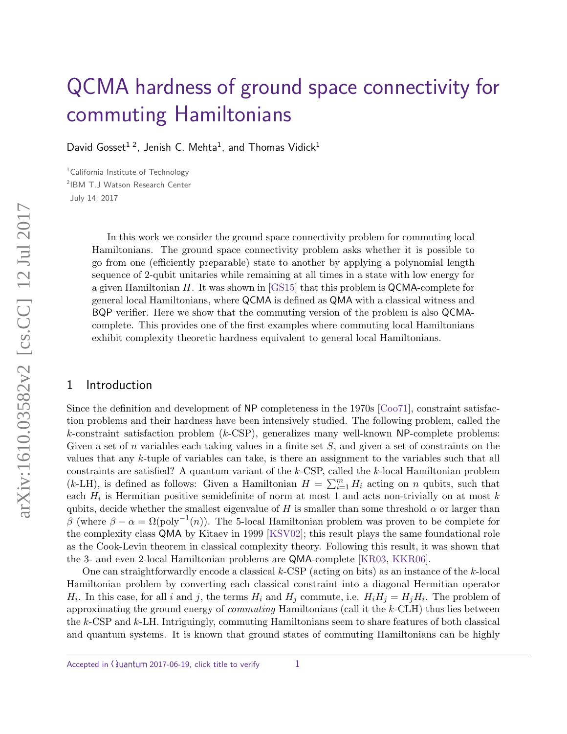# QCMA hardness of ground space connectivity for commuting Hamiltonians

David Gosset[1 2], Jenish C. Mehta[1], and Thomas Vidick[1]

[1]California Institute of Technology
[2]IBM T.J Watson Research Center
July 14, 2017

In this work we consider the ground space connectivity problem for commuting local Hamiltonians. The ground space connectivity problem asks whether it is possible to go from one (efficiently preparable) state to another by applying a polynomial length sequence of 2-qubit unitaries while remaining at all times in a state with low energy for a given Hamiltonian $H$. It was shown in [GS15] that this problem is QCMA-complete for general local Hamiltonians, where QCMA is defined as QMA with a classical witness and BQP verifier. Here we show that the commuting version of the problem is also QCMA-complete. This provides one of the first examples where commuting local Hamiltonians exhibit complexity theoretic hardness equivalent to general local Hamiltonians.

## 1 Introduction

Since the definition and development of NP completeness in the 1970s [Coo71], constraint satisfaction problems and their hardness have been intensively studied. The following problem, called the $k$-constraint satisfaction problem ($k$-CSP), generalizes many well-known NP-complete problems: Given a set of $n$ variables each taking values in a finite set $S$, and given a set of constraints on the values that any $k$-tuple of variables can take, is there an assignment to the variables such that all constraints are satisfied? A quantum variant of the $k$-CSP, called the $k$-local Hamiltonian problem ($k$-LH), is defined as follows: Given a Hamiltonian $H = \sum_{i=1}^{m} H_i$ acting on $n$ qubits, such that each $H_i$ is Hermitian positive semidefinite of norm at most 1 and acts non-trivially on at most $k$ qubits, decide whether the smallest eigenvalue of $H$ is smaller than some threshold $\alpha$ or larger than $\beta$ (where $\beta - \alpha = \Omega(\text{poly}^{-1}(n))$. The 5-local Hamiltonian problem was proven to be complete for the complexity class QMA by Kitaev in 1999 [KSV02]; this result plays the same foundational role as the Cook-Levin theorem in classical complexity theory. Following this result, it was shown that the 3- and even 2-local Hamiltonian problems are QMA-complete [KR03, KKR06].

One can straightforwardly encode a classical $k$-CSP (acting on bits) as an instance of the $k$-local Hamiltonian problem by converting each classical constraint into a diagonal Hermitian operator $H_i$. In this case, for all $i$ and $j$, the terms $H_i$ and $H_j$ commute, i.e. $H_iH_j = H_jH_i$. The problem of approximating the ground energy of *commuting* Hamiltonians (call it the $k$-CLH) thus lies between the $k$-CSP and $k$-LH. Intriguingly, commuting Hamiltonians seem to share features of both classical and quantum systems. It is known that ground states of commuting Hamiltonians can be highly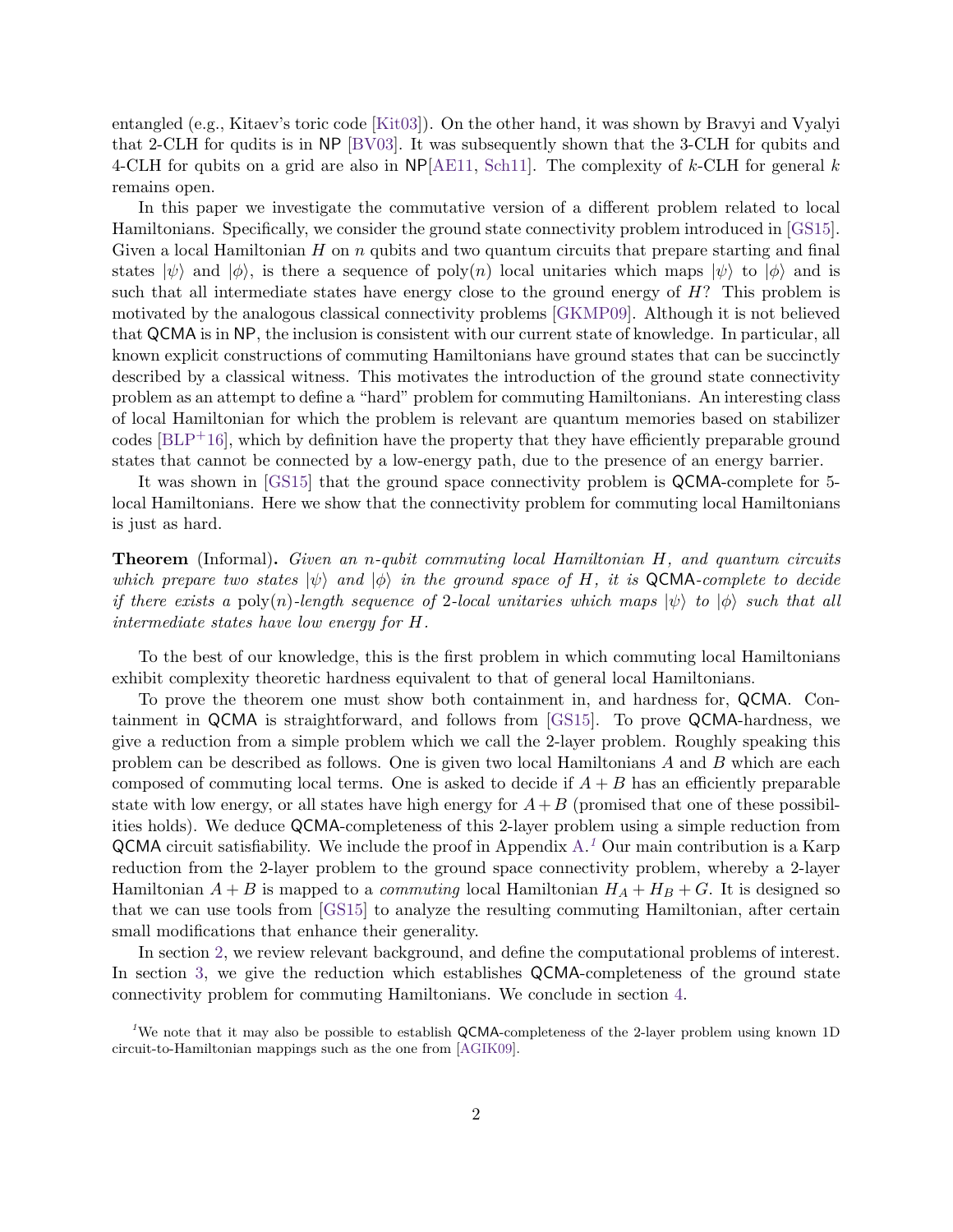entangled (e.g., Kitaev's toric code [Kit03]). On the other hand, it was shown by Bravyi and Vyalyi that 2-CLH for qudits is in NP [BV03]. It was subsequently shown that the 3-CLH for qubits and 4-CLH for qubits on a grid are also in NP[AE11, Sch11]. The complexity of $k$-CLH for general $k$ remains open.

In this paper we investigate the commutative version of a different problem related to local Hamiltonians. Specifically, we consider the ground state connectivity problem introduced in [GS15]. Given a local Hamiltonian $H$ on $n$ qubits and two quantum circuits that prepare starting and final states $|\psi\rangle$ and $|\phi\rangle$, is there a sequence of $\text{poly}(n)$ local unitaries which maps $|\psi\rangle$ to $|\phi\rangle$ and is such that all intermediate states have energy close to the ground energy of $H$? This problem is motivated by the analogous classical connectivity problems [GKMP09]. Although it is not believed that QCMA is in NP, the inclusion is consistent with our current state of knowledge. In particular, all known explicit constructions of commuting Hamiltonians have ground states that can be succinctly described by a classical witness. This motivates the introduction of the ground state connectivity problem as an attempt to define a "hard" problem for commuting Hamiltonians. An interesting class of local Hamiltonian for which the problem is relevant are quantum memories based on stabilizer codes [BLP+16], which by definition have the property that they have efficiently preparable ground states that cannot be connected by a low-energy path, due to the presence of an energy barrier.

It was shown in [GS15] that the ground space connectivity problem is QCMA-complete for 5-local Hamiltonians. Here we show that the connectivity problem for commuting local Hamiltonians is just as hard.

**Theorem** (Informal)**.** *Given an $n$-qubit commuting local Hamiltonian $H$, and quantum circuits which prepare two states $|\psi\rangle$ and $|\phi\rangle$ in the ground space of $H$, it is QCMA-complete to decide if there exists a $\text{poly}(n)$-length sequence of 2-local unitaries which maps $|\psi\rangle$ to $|\phi\rangle$ such that all intermediate states have low energy for $H$.*

To the best of our knowledge, this is the first problem in which commuting local Hamiltonians exhibit complexity theoretic hardness equivalent to that of general local Hamiltonians.

To prove the theorem one must show both containment in, and hardness for, QCMA. Containment in QCMA is straightforward, and follows from [GS15]. To prove QCMA-hardness, we give a reduction from a simple problem which we call the 2-layer problem. Roughly speaking this problem can be described as follows. One is given two local Hamiltonians $A$ and $B$ which are each composed of commuting local terms. One is asked to decide if $A + B$ has an efficiently preparable state with low energy, or all states have high energy for $A + B$ (promised that one of these possibilities holds). We deduce QCMA-completeness of this 2-layer problem using a simple reduction from QCMA circuit satisfiability. We include the proof in Appendix A.[1] Our main contribution is a Karp reduction from the 2-layer problem to the ground space connectivity problem, whereby a 2-layer Hamiltonian $A + B$ is mapped to a *commuting* local Hamiltonian $H_A + H_B + G$. It is designed so that we can use tools from [GS15] to analyze the resulting commuting Hamiltonian, after certain small modifications that enhance their generality.

In section 2, we review relevant background, and define the computational problems of interest. In section 3, we give the reduction which establishes QCMA-completeness of the ground state connectivity problem for commuting Hamiltonians. We conclude in section 4.

[1] We note that it may also be possible to establish QCMA-completeness of the 2-layer problem using known 1D circuit-to-Hamiltonian mappings such as the one from [AGIK09].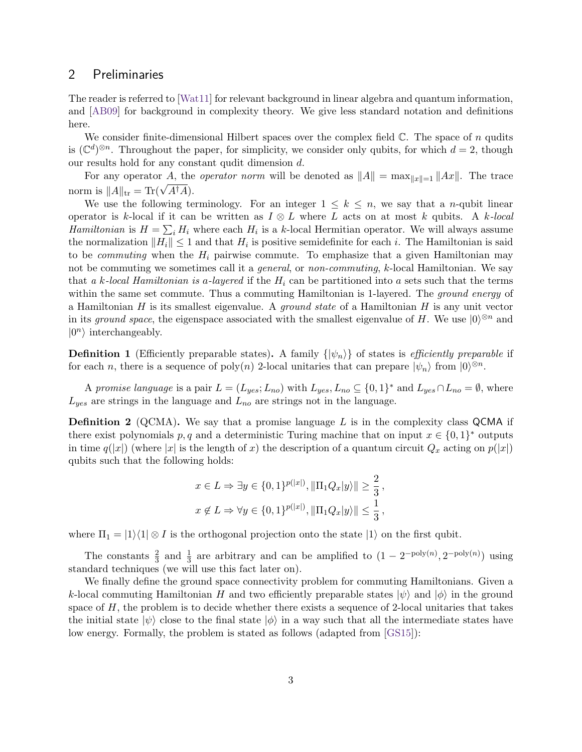## 2 Preliminaries

The reader is referred to [Wat11] for relevant background in linear algebra and quantum information, and [AB09] for background in complexity theory. We give less standard notation and definitions here.

We consider finite-dimensional Hilbert spaces over the complex field $\mathbb{C}$. The space of $n$ qudits is $(\mathbb{C}^d)^{\otimes n}$. Throughout the paper, for simplicity, we consider only qubits, for which $d = 2$, though our results hold for any constant qudit dimension $d$.

For any operator $A$, the *operator norm* will be denoted as $\|A\| = \max_{\|x\|=1} \|Ax\|$. The trace norm is $\|A\|_{\mathrm{tr}} = \mathrm{Tr}(\sqrt{A^\dagger A})$.

We use the following terminology. For an integer $1 \leq k \leq n$, we say that a $n$-qubit linear operator is $k$-local if it can be written as $I \otimes L$ where $L$ acts on at most $k$ qubits. A *$k$-local Hamiltonian* is $H = \sum_i H_i$ where each $H_i$ is a $k$-local Hermitian operator. We will always assume the normalization $\|H_i\| \leq 1$ and that $H_i$ is positive semidefinite for each $i$. The Hamiltonian is said to be *commuting* when the $H_i$ pairwise commute. To emphasize that a given Hamiltonian may not be commuting we sometimes call it a *general*, or *non-commuting*, $k$-local Hamiltonian. We say that *a $k$-local Hamiltonian is $a$-layered* if the $H_i$ can be partitioned into $a$ sets such that the terms within the same set commute. Thus a commuting Hamiltonian is 1-layered. The *ground energy* of a Hamiltonian $H$ is its smallest eigenvalue. A *ground state* of a Hamiltonian $H$ is any unit vector in its *ground space*, the eigenspace associated with the smallest eigenvalue of $H$. We use $|0\rangle^{\otimes n}$ and $|0^n\rangle$ interchangeably.

**Definition 1** (Efficiently preparable states)**.** A family $\{|\psi_n\rangle\}$ of states is *efficiently preparable* if for each $n$, there is a sequence of $\mathrm{poly}(n)$ 2-local unitaries that can prepare $|\psi_n\rangle$ from $|0\rangle^{\otimes n}$.

A *promise language* is a pair $L = (L_{yes}; L_{no})$ with $L_{yes}, L_{no} \subseteq \{0,1\}^*$ and $L_{yes} \cap L_{no} = \emptyset$, where $L_{yes}$ are strings in the language and $L_{no}$ are strings not in the language.

**Definition 2** (QCMA)**.** We say that a promise language $L$ is in the complexity class QCMA if there exist polynomials $p, q$ and a deterministic Turing machine that on input $x \in \{0,1\}^*$ outputs in time $q(|x|)$ (where $|x|$ is the length of $x$) the description of a quantum circuit $Q_x$ acting on $p(|x|)$ qubits such that the following holds:

$$x \in L \Rightarrow \exists y \in \{0,1\}^{p(|x|)}, \|\Pi_1 Q_x |y\rangle\| \geq \frac{2}{3}\,,$$
$$x \notin L \Rightarrow \forall y \in \{0,1\}^{p(|x|)}, \|\Pi_1 Q_x |y\rangle\| \leq \frac{1}{3}\,,$$

where $\Pi_1 = |1\rangle\langle 1| \otimes I$ is the orthogonal projection onto the state $|1\rangle$ on the first qubit.

The constants $\frac{2}{3}$ and $\frac{1}{3}$ are arbitrary and can be amplified to $(1 - 2^{-\mathrm{poly}(n)}, 2^{-\mathrm{poly}(n)})$ using standard techniques (we will use this fact later on).

We finally define the ground space connectivity problem for commuting Hamiltonians. Given a $k$-local commuting Hamiltonian $H$ and two efficiently preparable states $|\psi\rangle$ and $|\phi\rangle$ in the ground space of $H$, the problem is to decide whether there exists a sequence of 2-local unitaries that takes the initial state $|\psi\rangle$ close to the final state $|\phi\rangle$ in a way such that all the intermediate states have low energy. Formally, the problem is stated as follows (adapted from [GS15]):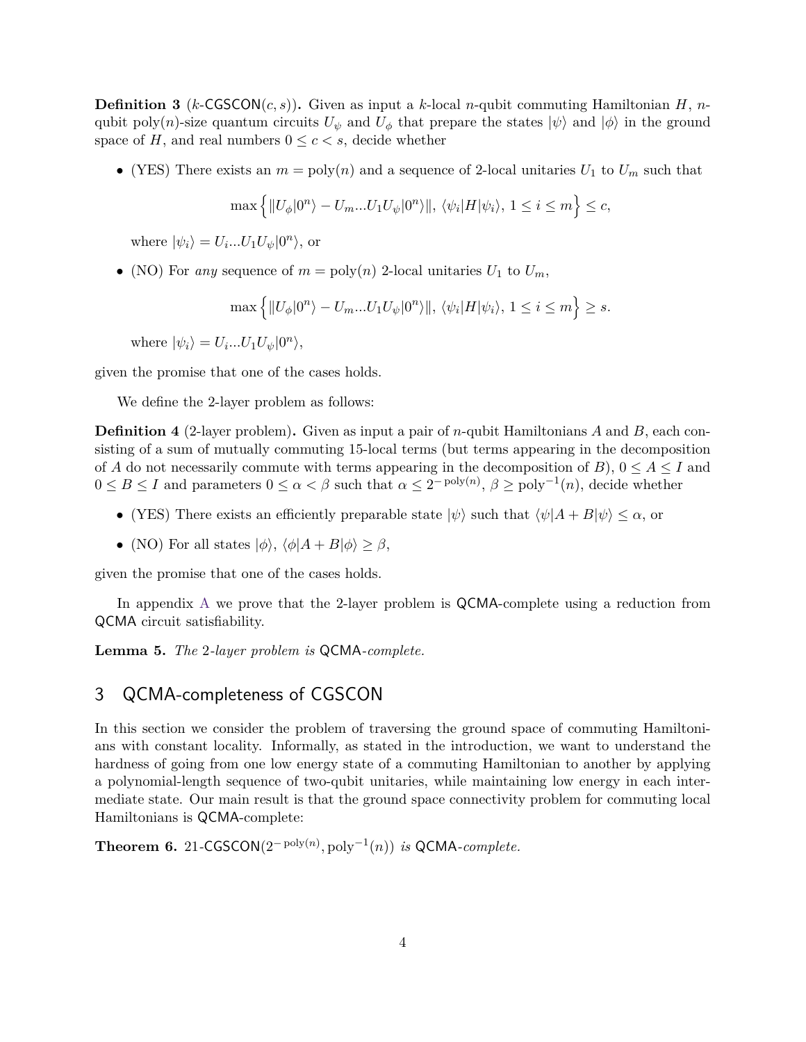**Definition 3** ($k$-$\mathsf{CGSCON}(c,s)$)**.** Given as input a $k$-local $n$-qubit commuting Hamiltonian $H$, $n$-qubit $\mathrm{poly}(n)$-size quantum circuits $U_\psi$ and $U_\phi$ that prepare the states $|\psi\rangle$ and $|\phi\rangle$ in the ground space of $H$, and real numbers $0 \leq c < s$, decide whether

- (YES) There exists an $m = \mathrm{poly}(n)$ and a sequence of 2-local unitaries $U_1$ to $U_m$ such that

$$\max\Big\{\|U_\phi|0^n\rangle - U_m ... U_1 U_\psi |0^n\rangle\|,\ \langle\psi_i|H|\psi_i\rangle,\ 1 \leq i \leq m\Big\} \leq c,$$

  where $|\psi_i\rangle = U_i ... U_1 U_\psi |0^n\rangle$, or

- (NO) For *any* sequence of $m = \mathrm{poly}(n)$ 2-local unitaries $U_1$ to $U_m$,

$$\max\Big\{\|U_\phi|0^n\rangle - U_m ... U_1 U_\psi |0^n\rangle\|,\ \langle\psi_i|H|\psi_i\rangle,\ 1 \leq i \leq m\Big\} \geq s.$$

  where $|\psi_i\rangle = U_i ... U_1 U_\psi |0^n\rangle$,

given the promise that one of the cases holds.

We define the 2-layer problem as follows:

**Definition 4** (2-layer problem)**.** Given as input a pair of $n$-qubit Hamiltonians $A$ and $B$, each consisting of a sum of mutually commuting 15-local terms (but terms appearing in the decomposition of $A$ do not necessarily commute with terms appearing in the decomposition of $B$), $0 \leq A \leq I$ and $0 \leq B \leq I$ and parameters $0 \leq \alpha < \beta$ such that $\alpha \leq 2^{-\mathrm{poly}(n)}$, $\beta \geq \mathrm{poly}^{-1}(n)$, decide whether

- (YES) There exists an efficiently preparable state $|\psi\rangle$ such that $\langle\psi|A + B|\psi\rangle \leq \alpha$, or
- (NO) For all states $|\phi\rangle$, $\langle\phi|A + B|\phi\rangle \geq \beta$,

given the promise that one of the cases holds.

In appendix A we prove that the 2-layer problem is $\mathsf{QCMA}$-complete using a reduction from $\mathsf{QCMA}$ circuit satisfiability.

**Lemma 5.** *The 2-layer problem is* $\mathsf{QCMA}$*-complete.*

## 3 QCMA-completeness of CGSCON

In this section we consider the problem of traversing the ground space of commuting Hamiltonians with constant locality. Informally, as stated in the introduction, we want to understand the hardness of going from one low energy state of a commuting Hamiltonian to another by applying a polynomial-length sequence of two-qubit unitaries, while maintaining low energy in each intermediate state. Our main result is that the ground space connectivity problem for commuting local Hamiltonians is $\mathsf{QCMA}$-complete:

**Theorem 6.** 21-$\mathsf{CGSCON}(2^{-\mathrm{poly}(n)}, \mathrm{poly}^{-1}(n))$ *is* $\mathsf{QCMA}$*-complete.*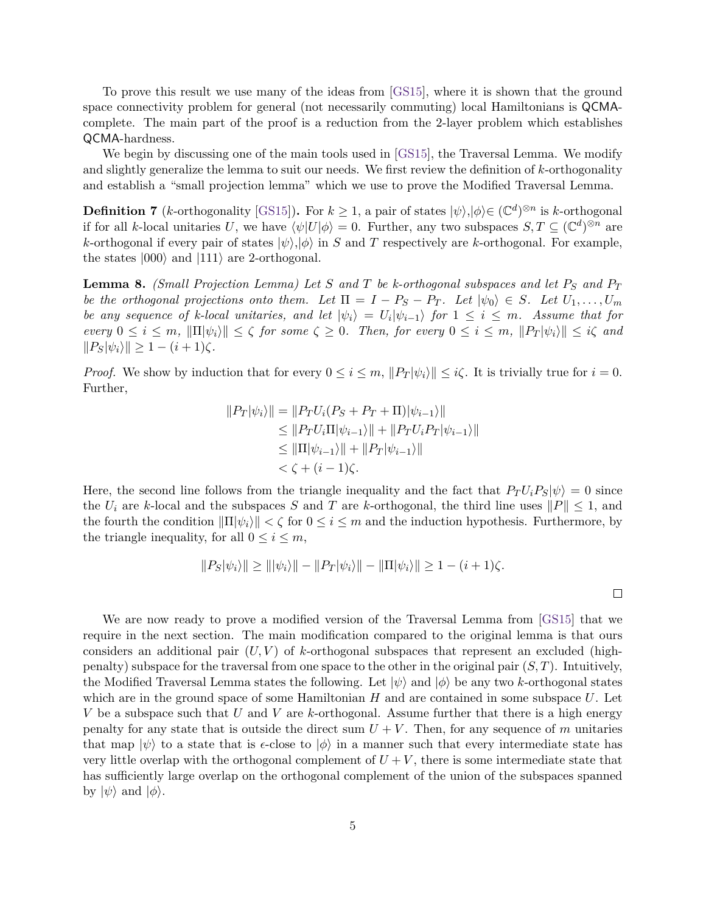To prove this result we use many of the ideas from [GS15], where it is shown that the ground space connectivity problem for general (not necessarily commuting) local Hamiltonians is QCMA-complete. The main part of the proof is a reduction from the 2-layer problem which establishes QCMA-hardness.

We begin by discussing one of the main tools used in [GS15], the Traversal Lemma. We modify and slightly generalize the lemma to suit our needs. We first review the definition of $k$-orthogonality and establish a "small projection lemma" which we use to prove the Modified Traversal Lemma.

**Definition 7** ($k$-orthogonality [GS15])**.** For $k \geq 1$, a pair of states $|\psi\rangle, |\phi\rangle \in (\mathbb{C}^d)^{\otimes n}$ is $k$-orthogonal if for all $k$-local unitaries $U$, we have $\langle\psi|U|\phi\rangle = 0$. Further, any two subspaces $S, T \subseteq (\mathbb{C}^d)^{\otimes n}$ are $k$-orthogonal if every pair of states $|\psi\rangle, |\phi\rangle$ in $S$ and $T$ respectively are $k$-orthogonal. For example, the states $|000\rangle$ and $|111\rangle$ are 2-orthogonal.

**Lemma 8.** *(Small Projection Lemma) Let $S$ and $T$ be $k$-orthogonal subspaces and let $P_S$ and $P_T$ be the orthogonal projections onto them. Let $\Pi = I - P_S - P_T$. Let $|\psi_0\rangle \in S$. Let $U_1, \dots, U_m$ be any sequence of $k$-local unitaries, and let $|\psi_i\rangle = U_i|\psi_{i-1}\rangle$ for $1 \leq i \leq m$. Assume that for every $0 \leq i \leq m$, $\|\Pi|\psi_i\rangle\| \leq \zeta$ for some $\zeta \geq 0$. Then, for every $0 \leq i \leq m$, $\|P_T|\psi_i\rangle\| \leq i\zeta$ and $\|P_S|\psi_i\rangle\| \geq 1 - (i+1)\zeta$.*

*Proof.* We show by induction that for every $0 \leq i \leq m$, $\|P_T|\psi_i\rangle\| \leq i\zeta$. It is trivially true for $i = 0$. Further,

$$
\begin{aligned}
\|P_T|\psi_i\rangle\| &= \|P_T U_i (P_S + P_T + \Pi)|\psi_{i-1}\rangle\| \\
&\leq \|P_T U_i \Pi|\psi_{i-1}\rangle\| + \|P_T U_i P_T|\psi_{i-1}\rangle\| \\
&\leq \|\Pi|\psi_{i-1}\rangle\| + \|P_T|\psi_{i-1}\rangle\| \\
&< \zeta + (i-1)\zeta.
\end{aligned}
$$

Here, the second line follows from the triangle inequality and the fact that $P_T U_i P_S|\psi\rangle = 0$ since the $U_i$ are $k$-local and the subspaces $S$ and $T$ are $k$-orthogonal, the third line uses $\|P\| \leq 1$, and the fourth the condition $\|\Pi|\psi_i\rangle\| < \zeta$ for $0 \leq i \leq m$ and the induction hypothesis. Furthermore, by the triangle inequality, for all $0 \leq i \leq m$,

$$
\|P_S|\psi_i\rangle\| \geq \||\psi_i\rangle\| - \|P_T|\psi_i\rangle\| - \|\Pi|\psi_i\rangle\| \geq 1 - (i+1)\zeta.
$$

$\square$

We are now ready to prove a modified version of the Traversal Lemma from [GS15] that we require in the next section. The main modification compared to the original lemma is that ours considers an additional pair $(U, V)$ of $k$-orthogonal subspaces that represent an excluded (high-penalty) subspace for the traversal from one space to the other in the original pair $(S, T)$. Intuitively, the Modified Traversal Lemma states the following. Let $|\psi\rangle$ and $|\phi\rangle$ be any two $k$-orthogonal states which are in the ground space of some Hamiltonian $H$ and are contained in some subspace $U$. Let $V$ be a subspace such that $U$ and $V$ are $k$-orthogonal. Assume further that there is a high energy penalty for any state that is outside the direct sum $U + V$. Then, for any sequence of $m$ unitaries that map $|\psi\rangle$ to a state that is $\epsilon$-close to $|\phi\rangle$ in a manner such that every intermediate state has very little overlap with the orthogonal complement of $U + V$, there is some intermediate state that has sufficiently large overlap on the orthogonal complement of the union of the subspaces spanned by $|\psi\rangle$ and $|\phi\rangle$.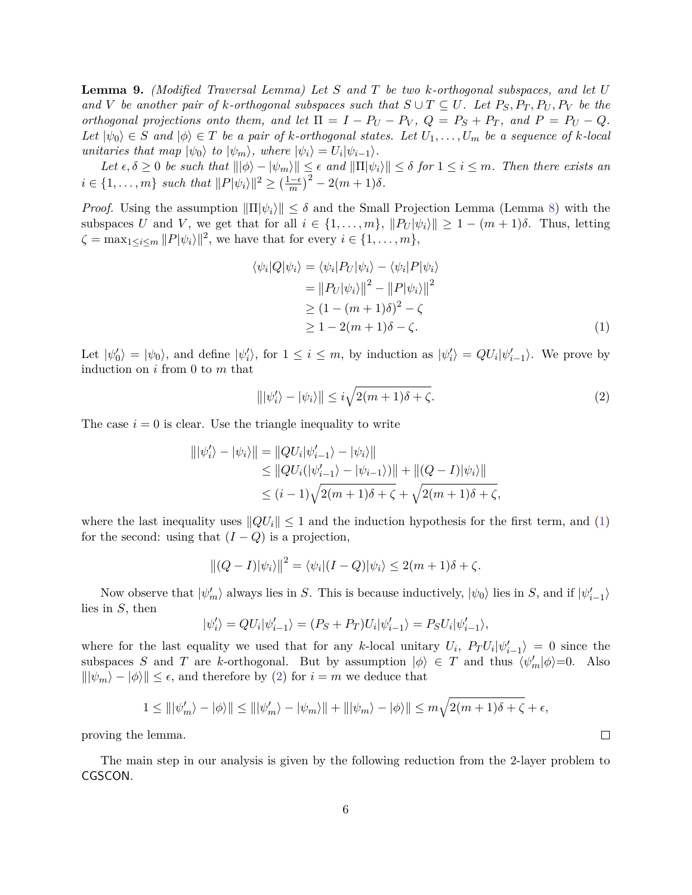**Lemma 9.** *(Modified Traversal Lemma) Let $S$ and $T$ be two $k$-orthogonal subspaces, and let $U$ and $V$ be another pair of $k$-orthogonal subspaces such that $S \cup T \subseteq U$. Let $P_S, P_T, P_U, P_V$ be the orthogonal projections onto them, and let $\Pi = I - P_U - P_V$, $Q = P_S + P_T$, and $P = P_U - Q$. Let $|\psi_0\rangle \in S$ and $|\phi\rangle \in T$ be a pair of $k$-orthogonal states. Let $U_1, \ldots, U_m$ be a sequence of $k$-local unitaries that map $|\psi_0\rangle$ to $|\psi_m\rangle$, where $|\psi_i\rangle = U_i|\psi_{i-1}\rangle$.*

*Let $\epsilon, \delta \geq 0$ be such that $\||\phi\rangle - |\psi_m\rangle\| \leq \epsilon$ and $\|\Pi|\psi_i\rangle\| \leq \delta$ for $1 \leq i \leq m$. Then there exists an $i \in \{1, \ldots, m\}$ such that $\|P|\psi_i\rangle\|^2 \geq \left(\frac{1-\epsilon}{m}\right)^2 - 2(m+1)\delta$.*

*Proof.* Using the assumption $\|\Pi|\psi_i\rangle\| \leq \delta$ and the Small Projection Lemma (Lemma 8) with the subspaces $U$ and $V$, we get that for all $i \in \{1, \ldots, m\}$, $\|P_U|\psi_i\rangle\| \geq 1 - (m+1)\delta$. Thus, letting $\zeta = \max_{1 \leq i \leq m} \|P|\psi_i\rangle\|^2$, we have that for every $i \in \{1, \ldots, m\}$,

$$
\begin{aligned}
\langle\psi_i|Q|\psi_i\rangle &= \langle\psi_i|P_U|\psi_i\rangle - \langle\psi_i|P|\psi_i\rangle \\
&= \|P_U|\psi_i\rangle\|^2 - \|P|\psi_i\rangle\|^2 \\
&\geq (1 - (m+1)\delta)^2 - \zeta \\
&\geq 1 - 2(m+1)\delta - \zeta. \qquad (1)
\end{aligned}
$$

Let $|\psi'_0\rangle = |\psi_0\rangle$, and define $|\psi'_i\rangle$, for $1 \leq i \leq m$, by induction as $|\psi'_i\rangle = QU_i|\psi'_{i-1}\rangle$. We prove by induction on $i$ from 0 to $m$ that

$$
\||\psi'_i\rangle - |\psi_i\rangle\| \leq i\sqrt{2(m+1)\delta + \zeta}. \qquad (2)
$$

The case $i = 0$ is clear. Use the triangle inequality to write

$$
\begin{aligned}
\||\psi'_i\rangle - |\psi_i\rangle\| &= \|QU_i|\psi'_{i-1}\rangle - |\psi_i\rangle\| \\
&\leq \|QU_i(|\psi'_{i-1}\rangle - |\psi_{i-1}\rangle)\| + \|(Q - I)|\psi_i\rangle\| \\
&\leq (i-1)\sqrt{2(m+1)\delta + \zeta} + \sqrt{2(m+1)\delta + \zeta},
\end{aligned}
$$

where the last inequality uses $\|QU_i\| \leq 1$ and the induction hypothesis for the first term, and (1) for the second: using that $(I - Q)$ is a projection,

$$
\|(Q - I)|\psi_i\rangle\|^2 = \langle\psi_i|(I - Q)|\psi_i\rangle \leq 2(m+1)\delta + \zeta.
$$

Now observe that $|\psi'_m\rangle$ always lies in $S$. This is because inductively, $|\psi_0\rangle$ lies in $S$, and if $|\psi'_{i-1}\rangle$ lies in $S$, then

$$
|\psi'_i\rangle = QU_i|\psi'_{i-1}\rangle = (P_S + P_T)U_i|\psi'_{i-1}\rangle = P_S U_i|\psi'_{i-1}\rangle,
$$

where for the last equality we used that for any $k$-local unitary $U_i$, $P_T U_i|\psi'_{i-1}\rangle = 0$ since the subspaces $S$ and $T$ are $k$-orthogonal. But by assumption $|\phi\rangle \in T$ and thus $\langle\psi'_m|\phi\rangle$=0. Also $\||\psi_m\rangle - |\phi\rangle\| \leq \epsilon$, and therefore by (2) for $i = m$ we deduce that

$$
1 \leq \||\psi'_m\rangle - |\phi\rangle\| \leq \||\psi'_m\rangle - |\psi_m\rangle\| + \||\psi_m\rangle - |\phi\rangle\| \leq m\sqrt{2(m+1)\delta + \zeta} + \epsilon,
$$

proving the lemma. ∎

The main step in our analysis is given by the following reduction from the 2-layer problem to CGSCON.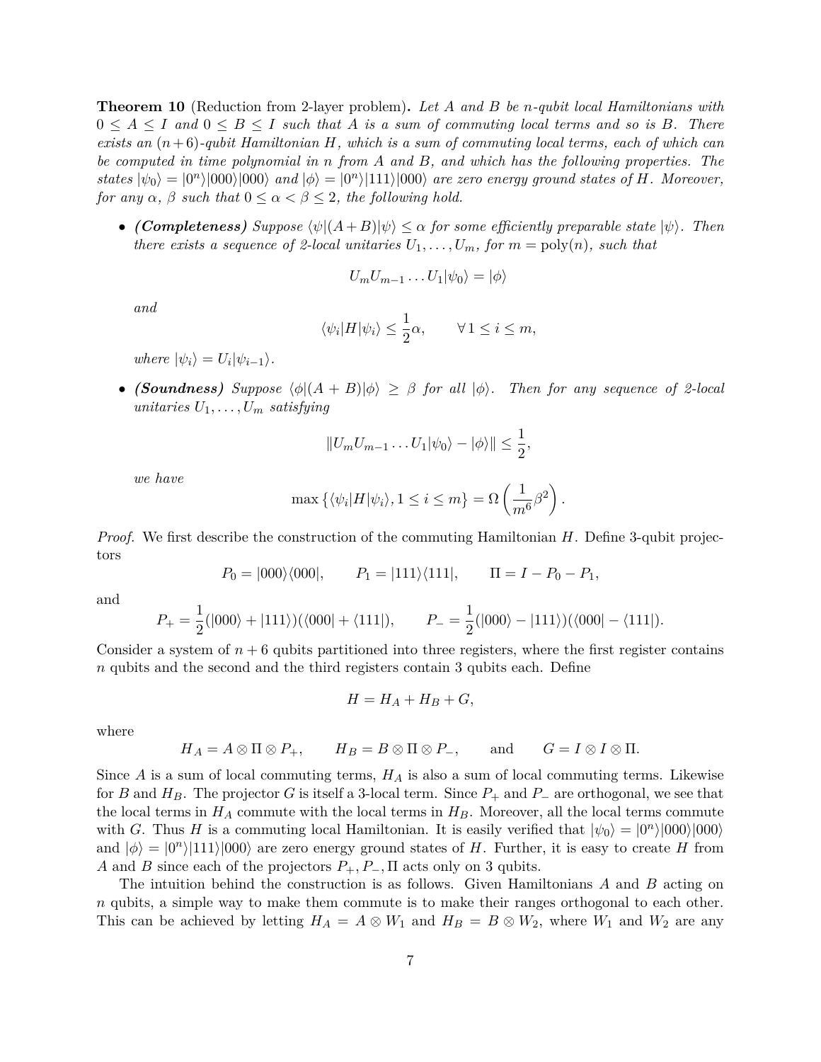**Theorem 10** (Reduction from 2-layer problem)**.** *Let $A$ and $B$ be $n$-qubit local Hamiltonians with $0 \le A \le I$ and $0 \le B \le I$ such that $A$ is a sum of commuting local terms and so is $B$. There exists an $(n+6)$-qubit Hamiltonian $H$, which is a sum of commuting local terms, each of which can be computed in time polynomial in $n$ from $A$ and $B$, and which has the following properties. The states $|\psi_0\rangle = |0^n\rangle|000\rangle|000\rangle$ and $|\phi\rangle = |0^n\rangle|111\rangle|000\rangle$ are zero energy ground states of $H$. Moreover, for any $\alpha$, $\beta$ such that $0 \le \alpha < \beta \le 2$, the following hold.*

- ***(Completeness)*** *Suppose $\langle\psi|(A+B)|\psi\rangle \le \alpha$ for some efficiently preparable state $|\psi\rangle$. Then there exists a sequence of 2-local unitaries $U_1, \ldots, U_m$, for $m = \mathrm{poly}(n)$, such that*

$$U_m U_{m-1} \ldots U_1 |\psi_0\rangle = |\phi\rangle$$

  *and*

$$\langle\psi_i|H|\psi_i\rangle \le \frac{1}{2}\alpha, \qquad \forall\, 1 \le i \le m,$$

  *where $|\psi_i\rangle = U_i|\psi_{i-1}\rangle$.*

- ***(Soundness)*** *Suppose $\langle\phi|(A+B)|\phi\rangle \ge \beta$ for all $|\phi\rangle$. Then for any sequence of 2-local unitaries $U_1, \ldots, U_m$ satisfying*

$$\| U_m U_{m-1} \ldots U_1 |\psi_0\rangle - |\phi\rangle \| \le \frac{1}{2},$$

  *we have*

$$\max\{\langle\psi_i|H|\psi_i\rangle, 1 \le i \le m\} = \Omega\left(\frac{1}{m^6}\beta^2\right).$$

*Proof.* We first describe the construction of the commuting Hamiltonian $H$. Define 3-qubit projectors

$$P_0 = |000\rangle\langle 000|, \qquad P_1 = |111\rangle\langle 111|, \qquad \Pi = I - P_0 - P_1,$$

and

$$P_+ = \frac{1}{2}(|000\rangle + |111\rangle)(\langle 000| + \langle 111|), \qquad P_- = \frac{1}{2}(|000\rangle - |111\rangle)(\langle 000| - \langle 111|).$$

Consider a system of $n+6$ qubits partitioned into three registers, where the first register contains $n$ qubits and the second and the third registers contain 3 qubits each. Define

$$H = H_A + H_B + G,$$

where

$$H_A = A \otimes \Pi \otimes P_+, \qquad H_B = B \otimes \Pi \otimes P_-, \qquad \text{and} \qquad G = I \otimes I \otimes \Pi.$$

Since $A$ is a sum of local commuting terms, $H_A$ is also a sum of local commuting terms. Likewise for $B$ and $H_B$. The projector $G$ is itself a 3-local term. Since $P_+$ and $P_-$ are orthogonal, we see that the local terms in $H_A$ commute with the local terms in $H_B$. Moreover, all the local terms commute with $G$. Thus $H$ is a commuting local Hamiltonian. It is easily verified that $|\psi_0\rangle = |0^n\rangle|000\rangle|000\rangle$ and $|\phi\rangle = |0^n\rangle|111\rangle|000\rangle$ are zero energy ground states of $H$. Further, it is easy to create $H$ from $A$ and $B$ since each of the projectors $P_+, P_-, \Pi$ acts only on 3 qubits.

The intuition behind the construction is as follows. Given Hamiltonians $A$ and $B$ acting on $n$ qubits, a simple way to make them commute is to make their ranges orthogonal to each other. This can be achieved by letting $H_A = A \otimes W_1$ and $H_B = B \otimes W_2$, where $W_1$ and $W_2$ are any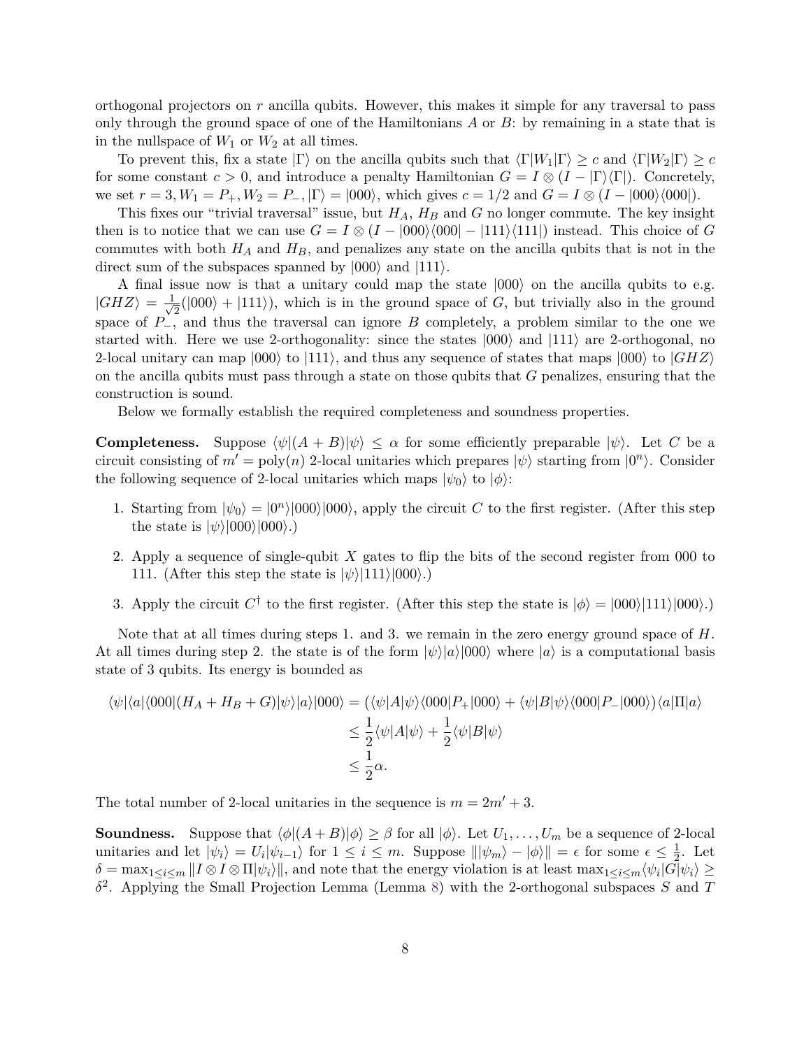orthogonal projectors on $r$ ancilla qubits. However, this makes it simple for any traversal to pass only through the ground space of one of the Hamiltonians $A$ or $B$: by remaining in a state that is in the nullspace of $W_1$ or $W_2$ at all times.

To prevent this, fix a state $|\Gamma\rangle$ on the ancilla qubits such that $\langle\Gamma|W_1|\Gamma\rangle \geq c$ and $\langle\Gamma|W_2|\Gamma\rangle \geq c$ for some constant $c > 0$, and introduce a penalty Hamiltonian $G = I \otimes (I - |\Gamma\rangle\langle\Gamma|)$. Concretely, we set $r = 3, W_1 = P_+, W_2 = P_-, |\Gamma\rangle = |000\rangle$, which gives $c = 1/2$ and $G = I \otimes (I - |000\rangle\langle 000|)$.

This fixes our "trivial traversal" issue, but $H_A$, $H_B$ and $G$ no longer commute. The key insight then is to notice that we can use $G = I \otimes (I - |000\rangle\langle 000| - |111\rangle\langle 111|)$ instead. This choice of $G$ commutes with both $H_A$ and $H_B$, and penalizes any state on the ancilla qubits that is not in the direct sum of the subspaces spanned by $|000\rangle$ and $|111\rangle$.

A final issue now is that a unitary could map the state $|000\rangle$ on the ancilla qubits to e.g. $|GHZ\rangle = \frac{1}{\sqrt{2}}(|000\rangle + |111\rangle)$, which is in the ground space of $G$, but trivially also in the ground space of $P_-$, and thus the traversal can ignore $B$ completely, a problem similar to the one we started with. Here we use 2-orthogonality: since the states $|000\rangle$ and $|111\rangle$ are 2-orthogonal, no 2-local unitary can map $|000\rangle$ to $|111\rangle$, and thus any sequence of states that maps $|000\rangle$ to $|GHZ\rangle$ on the ancilla qubits must pass through a state on those qubits that $G$ penalizes, ensuring that the construction is sound.

Below we formally establish the required completeness and soundness properties.

**Completeness.** Suppose $\langle\psi|(A + B)|\psi\rangle \leq \alpha$ for some efficiently preparable $|\psi\rangle$. Let $C$ be a circuit consisting of $m' = \text{poly}(n)$ 2-local unitaries which prepares $|\psi\rangle$ starting from $|0^n\rangle$. Consider the following sequence of 2-local unitaries which maps $|\psi_0\rangle$ to $|\phi\rangle$:

1. Starting from $|\psi_0\rangle = |0^n\rangle|000\rangle|000\rangle$, apply the circuit $C$ to the first register. (After this step the state is $|\psi\rangle|000\rangle|000\rangle$.)
2. Apply a sequence of single-qubit $X$ gates to flip the bits of the second register from 000 to 111. (After this step the state is $|\psi\rangle|111\rangle|000\rangle$.)
3. Apply the circuit $C^\dagger$ to the first register. (After this step the state is $|\phi\rangle = |000\rangle|111\rangle|000\rangle$.)

Note that at all times during steps 1. and 3. we remain in the zero energy ground space of $H$. At all times during step 2. the state is of the form $|\psi\rangle|a\rangle|000\rangle$ where $|a\rangle$ is a computational basis state of 3 qubits. Its energy is bounded as

$$\begin{aligned}\langle\psi|\langle a|\langle 000|(H_A + H_B + G)|\psi\rangle|a\rangle|000\rangle &= (\langle\psi|A|\psi\rangle\langle 000|P_+|000\rangle + \langle\psi|B|\psi\rangle\langle 000|P_-|000\rangle)\langle a|\Pi|a\rangle \\ &\leq \frac{1}{2}\langle\psi|A|\psi\rangle + \frac{1}{2}\langle\psi|B|\psi\rangle \\ &\leq \frac{1}{2}\alpha.\end{aligned}$$

The total number of 2-local unitaries in the sequence is $m = 2m' + 3$.

**Soundness.** Suppose that $\langle\phi|(A+B)|\phi\rangle \geq \beta$ for all $|\phi\rangle$. Let $U_1, \ldots, U_m$ be a sequence of 2-local unitaries and let $|\psi_i\rangle = U_i|\psi_{i-1}\rangle$ for $1 \leq i \leq m$. Suppose $\||\psi_m\rangle - |\phi\rangle\| = \epsilon$ for some $\epsilon \leq \frac{1}{2}$. Let $\delta = \max_{1 \leq i \leq m} \|I \otimes I \otimes \Pi|\psi_i\rangle\|$, and note that the energy violation is at least $\max_{1 \leq i \leq m}\langle\psi_i|G|\psi_i\rangle \geq \delta^2$. Applying the Small Projection Lemma (Lemma 8) with the 2-orthogonal subspaces $S$ and $T$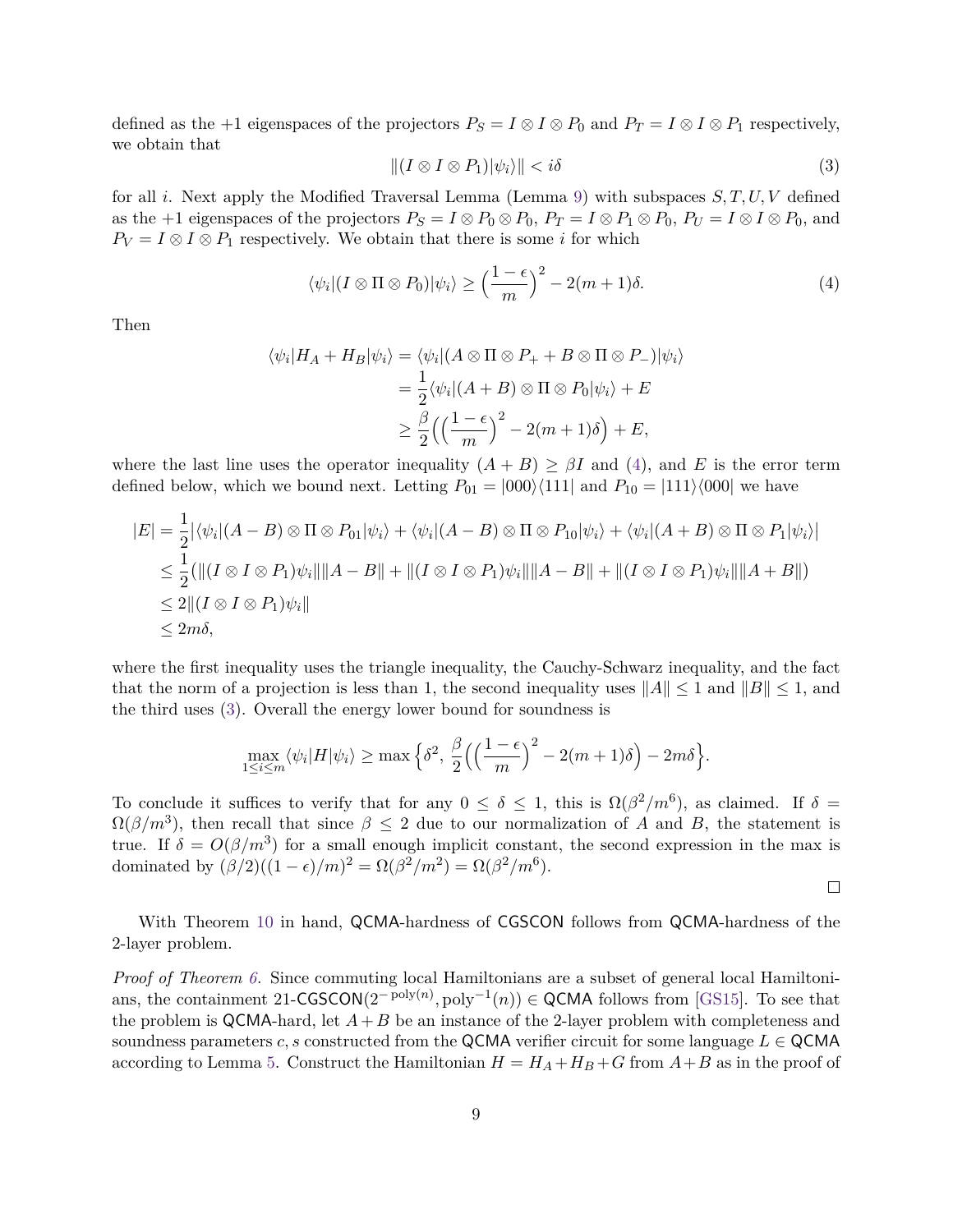defined as the +1 eigenspaces of the projectors $P_S = I \otimes I \otimes P_0$ and $P_T = I \otimes I \otimes P_1$ respectively, we obtain that

$$\|(I \otimes I \otimes P_1)|\psi_i\rangle\| < i\delta \tag{3}$$

for all $i$. Next apply the Modified Traversal Lemma (Lemma 9) with subspaces $S, T, U, V$ defined as the +1 eigenspaces of the projectors $P_S = I \otimes P_0 \otimes P_0$, $P_T = I \otimes P_1 \otimes P_0$, $P_U = I \otimes I \otimes P_0$, and $P_V = I \otimes I \otimes P_1$ respectively. We obtain that there is some $i$ for which

$$\langle\psi_i|(I \otimes \Pi \otimes P_0)|\psi_i\rangle \geq \Big(\frac{1-\epsilon}{m}\Big)^2 - 2(m+1)\delta. \tag{4}$$

Then

$$\begin{aligned}
\langle\psi_i|H_A + H_B|\psi_i\rangle &= \langle\psi_i|(A \otimes \Pi \otimes P_+ + B \otimes \Pi \otimes P_-)|\psi_i\rangle \\
&= \frac{1}{2}\langle\psi_i|(A+B) \otimes \Pi \otimes P_0|\psi_i\rangle + E \\
&\geq \frac{\beta}{2}\Big(\Big(\frac{1-\epsilon}{m}\Big)^2 - 2(m+1)\delta\Big) + E,
\end{aligned}$$

where the last line uses the operator inequality $(A+B) \geq \beta I$ and (4), and $E$ is the error term defined below, which we bound next. Letting $P_{01} = |000\rangle\langle 111|$ and $P_{10} = |111\rangle\langle 000|$ we have

$$\begin{aligned}
|E| &= \frac{1}{2}\big|\langle\psi_i|(A-B) \otimes \Pi \otimes P_{01}|\psi_i\rangle + \langle\psi_i|(A-B) \otimes \Pi \otimes P_{10}|\psi_i\rangle + \langle\psi_i|(A+B) \otimes \Pi \otimes P_1|\psi_i\rangle\big| \\
&\leq \frac{1}{2}\big(\|(I \otimes I \otimes P_1)\psi_i\|\|A-B\| + \|(I \otimes I \otimes P_1)\psi_i\|\|A-B\| + \|(I \otimes I \otimes P_1)\psi_i\|\|A+B\|\big) \\
&\leq 2\|(I \otimes I \otimes P_1)\psi_i\| \\
&\leq 2m\delta,
\end{aligned}$$

where the first inequality uses the triangle inequality, the Cauchy-Schwarz inequality, and the fact that the norm of a projection is less than 1, the second inequality uses $\|A\| \leq 1$ and $\|B\| \leq 1$, and the third uses (3). Overall the energy lower bound for soundness is

$$\max_{1 \leq i \leq m} \langle\psi_i|H|\psi_i\rangle \geq \max\Big\{\delta^2,\ \frac{\beta}{2}\Big(\Big(\frac{1-\epsilon}{m}\Big)^2 - 2(m+1)\delta\Big) - 2m\delta\Big\}.$$

To conclude it suffices to verify that for any $0 \leq \delta \leq 1$, this is $\Omega(\beta^2/m^6)$, as claimed. If $\delta = \Omega(\beta/m^3)$, then recall that since $\beta \leq 2$ due to our normalization of $A$ and $B$, the statement is true. If $\delta = O(\beta/m^3)$ for a small enough implicit constant, the second expression in the max is dominated by $(\beta/2)((1-\epsilon)/m)^2 = \Omega(\beta^2/m^2) = \Omega(\beta^2/m^6)$.

□

With Theorem 10 in hand, QCMA-hardness of CGSCON follows from QCMA-hardness of the 2-layer problem.

*Proof of Theorem 6.* Since commuting local Hamiltonians are a subset of general local Hamiltonians, the containment 21-CGSCON$(2^{-\mathrm{poly}(n)}, \mathrm{poly}^{-1}(n)) \in$ QCMA follows from [GS15]. To see that the problem is QCMA-hard, let $A+B$ be an instance of the 2-layer problem with completeness and soundness parameters $c, s$ constructed from the QCMA verifier circuit for some language $L \in$ QCMA according to Lemma 5. Construct the Hamiltonian $H = H_A + H_B + G$ from $A+B$ as in the proof of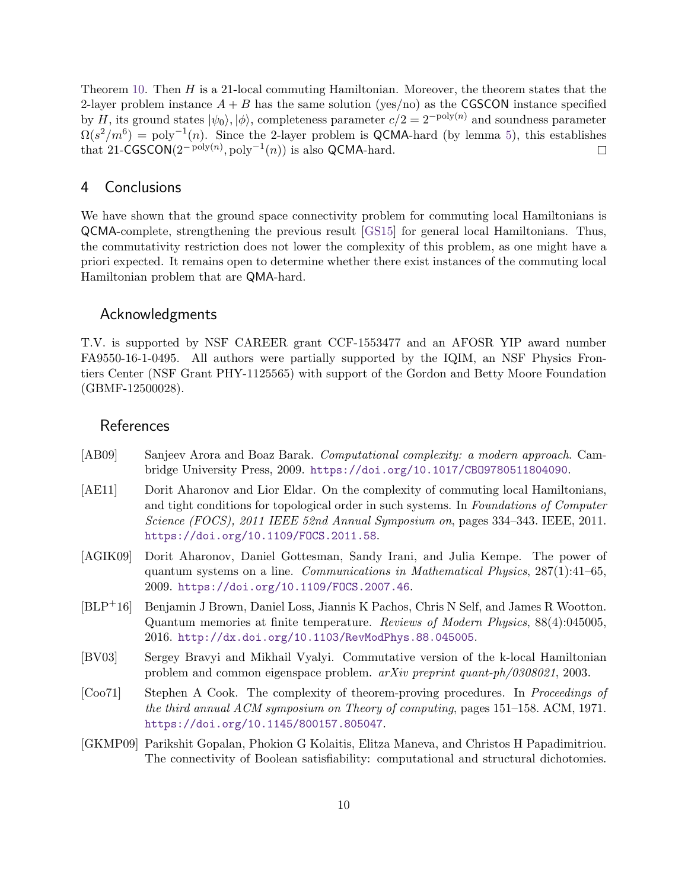Theorem 10. Then $H$ is a 21-local commuting Hamiltonian. Moreover, the theorem states that the 2-layer problem instance $A + B$ has the same solution (yes/no) as the CGSCON instance specified by $H$, its ground states $|\psi_0\rangle, |\phi\rangle$, completeness parameter $c/2 = 2^{-\text{poly}(n)}$ and soundness parameter $\Omega(s^2/m^6) = \text{poly}^{-1}(n)$. Since the 2-layer problem is QCMA-hard (by lemma 5), this establishes that 21-CGSCON$(2^{-\text{poly}(n)}, \text{poly}^{-1}(n))$ is also QCMA-hard. □

## 4 Conclusions

We have shown that the ground space connectivity problem for commuting local Hamiltonians is QCMA-complete, strengthening the previous result [GS15] for general local Hamiltonians. Thus, the commutativity restriction does not lower the complexity of this problem, as one might have a priori expected. It remains open to determine whether there exist instances of the commuting local Hamiltonian problem that are QMA-hard.

### Acknowledgments

T.V. is supported by NSF CAREER grant CCF-1553477 and an AFOSR YIP award number FA9550-16-1-0495. All authors were partially supported by the IQIM, an NSF Physics Frontiers Center (NSF Grant PHY-1125565) with support of the Gordon and Betty Moore Foundation (GBMF-12500028).

### References

[AB09] Sanjeev Arora and Boaz Barak. *Computational complexity: a modern approach*. Cambridge University Press, 2009. https://doi.org/10.1017/CBO9780511804090.

[AE11] Dorit Aharonov and Lior Eldar. On the complexity of commuting local Hamiltonians, and tight conditions for topological order in such systems. In *Foundations of Computer Science (FOCS), 2011 IEEE 52nd Annual Symposium on*, pages 334–343. IEEE, 2011. https://doi.org/10.1109/FOCS.2011.58.

[AGIK09] Dorit Aharonov, Daniel Gottesman, Sandy Irani, and Julia Kempe. The power of quantum systems on a line. *Communications in Mathematical Physics*, 287(1):41–65, 2009. https://doi.org/10.1109/FOCS.2007.46.

[BLP+16] Benjamin J Brown, Daniel Loss, Jiannis K Pachos, Chris N Self, and James R Wootton. Quantum memories at finite temperature. *Reviews of Modern Physics*, 88(4):045005, 2016. http://dx.doi.org/10.1103/RevModPhys.88.045005.

[BV03] Sergey Bravyi and Mikhail Vyalyi. Commutative version of the k-local Hamiltonian problem and common eigenspace problem. *arXiv preprint quant-ph/0308021*, 2003.

[Coo71] Stephen A Cook. The complexity of theorem-proving procedures. In *Proceedings of the third annual ACM symposium on Theory of computing*, pages 151–158. ACM, 1971. https://doi.org/10.1145/800157.805047.

[GKMP09] Parikshit Gopalan, Phokion G Kolaitis, Elitza Maneva, and Christos H Papadimitriou. The connectivity of Boolean satisfiability: computational and structural dichotomies.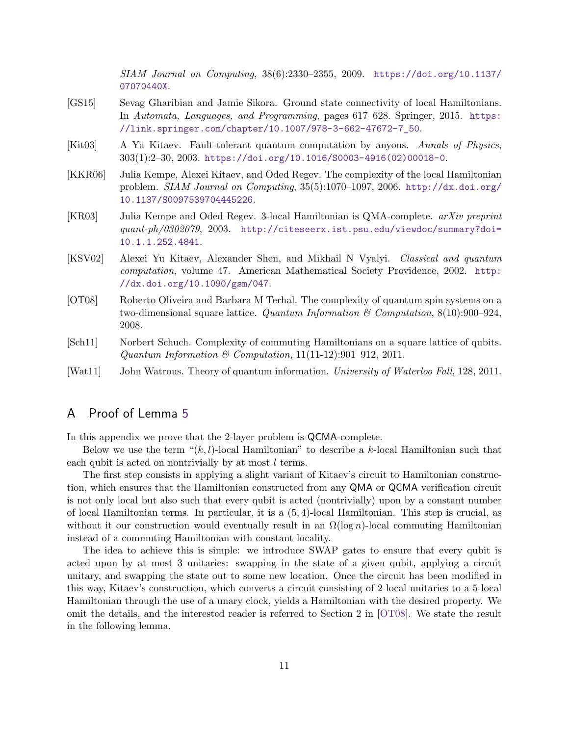*SIAM Journal on Computing*, 38(6):2330–2355, 2009. https://doi.org/10.1137/07070440X.

[GS15] Sevag Gharibian and Jamie Sikora. Ground state connectivity of local Hamiltonians. In *Automata, Languages, and Programming*, pages 617–628. Springer, 2015. https://link.springer.com/chapter/10.1007/978-3-662-47672-7_50.

[Kit03] A Yu Kitaev. Fault-tolerant quantum computation by anyons. *Annals of Physics*, 303(1):2–30, 2003. https://doi.org/10.1016/S0003-4916(02)00018-0.

[KKR06] Julia Kempe, Alexei Kitaev, and Oded Regev. The complexity of the local Hamiltonian problem. *SIAM Journal on Computing*, 35(5):1070–1097, 2006. http://dx.doi.org/10.1137/S0097539704445226.

[KR03] Julia Kempe and Oded Regev. 3-local Hamiltonian is QMA-complete. *arXiv preprint quant-ph/0302079*, 2003. http://citeseerx.ist.psu.edu/viewdoc/summary?doi=10.1.1.252.4841.

[KSV02] Alexei Yu Kitaev, Alexander Shen, and Mikhail N Vyalyi. *Classical and quantum computation*, volume 47. American Mathematical Society Providence, 2002. http://dx.doi.org/10.1090/gsm/047.

[OT08] Roberto Oliveira and Barbara M Terhal. The complexity of quantum spin systems on a two-dimensional square lattice. *Quantum Information & Computation*, 8(10):900–924, 2008.

[Sch11] Norbert Schuch. Complexity of commuting Hamiltonians on a square lattice of qubits. *Quantum Information & Computation*, 11(11-12):901–912, 2011.

[Wat11] John Watrous. Theory of quantum information. *University of Waterloo Fall*, 128, 2011.

## A Proof of Lemma 5

In this appendix we prove that the 2-layer problem is QCMA-complete.

Below we use the term "$(k, l)$-local Hamiltonian" to describe a $k$-local Hamiltonian such that each qubit is acted on nontrivially by at most $l$ terms.

The first step consists in applying a slight variant of Kitaev's circuit to Hamiltonian construction, which ensures that the Hamiltonian constructed from any QMA or QCMA verification circuit is not only local but also such that every qubit is acted (nontrivially) upon by a constant number of local Hamiltonian terms. In particular, it is a $(5, 4)$-local Hamiltonian. This step is crucial, as without it our construction would eventually result in an $\Omega(\log n)$-local commuting Hamiltonian instead of a commuting Hamiltonian with constant locality.

The idea to achieve this is simple: we introduce SWAP gates to ensure that every qubit is acted upon by at most 3 unitaries: swapping in the state of a given qubit, applying a circuit unitary, and swapping the state out to some new location. Once the circuit has been modified in this way, Kitaev's construction, which converts a circuit consisting of 2-local unitaries to a 5-local Hamiltonian through the use of a unary clock, yields a Hamiltonian with the desired property. We omit the details, and the interested reader is referred to Section 2 in [OT08]. We state the result in the following lemma.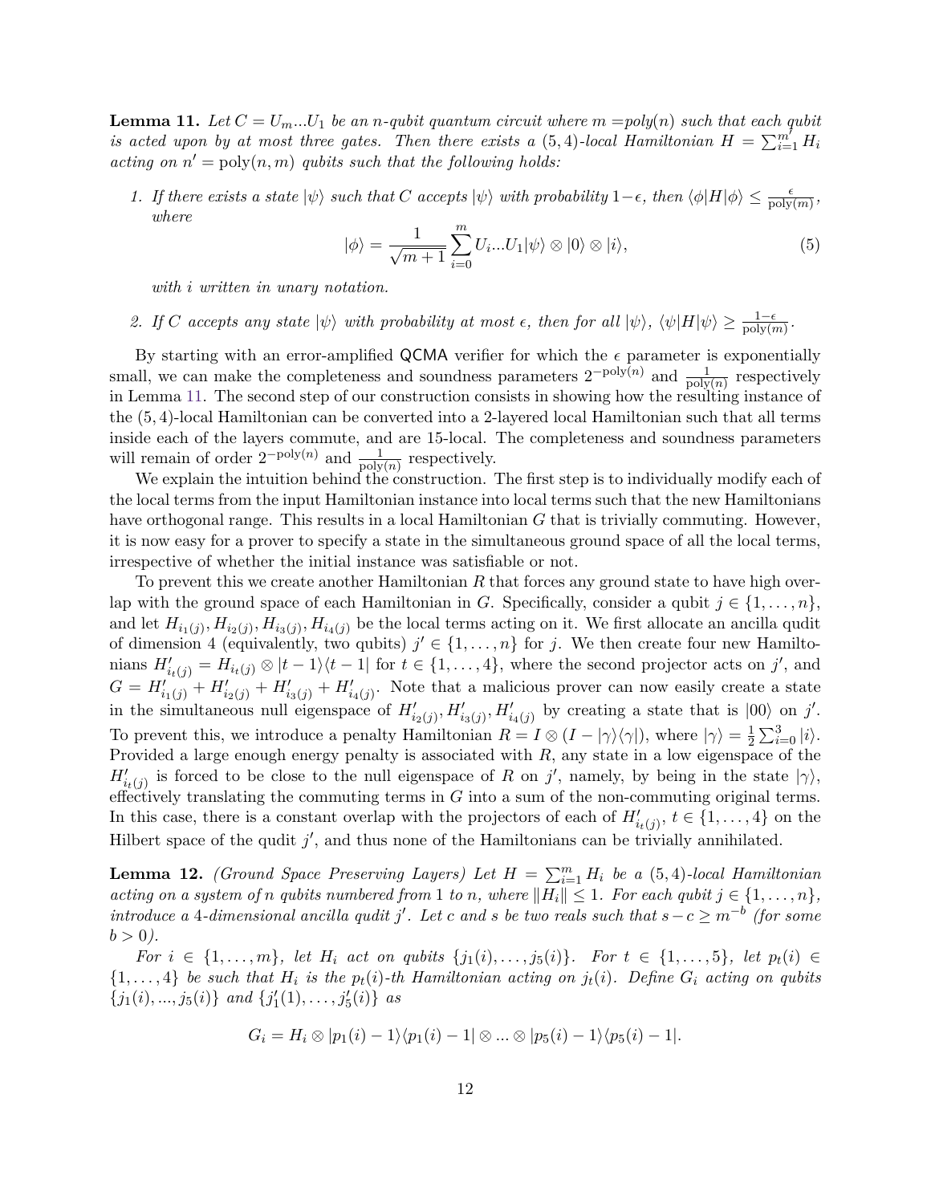**Lemma 11.** *Let $C = U_m ... U_1$ be an $n$-qubit quantum circuit where $m$ =poly($n$) such that each qubit is acted upon by at most three gates. Then there exists a $(5,4)$-local Hamiltonian $H = \sum_{i=1}^{m'} H_i$ acting on $n' = \text{poly}(n, m)$ qubits such that the following holds:*

1. *If there exists a state $|\psi\rangle$ such that $C$ accepts $|\psi\rangle$ with probability $1-\epsilon$, then $\langle\phi|H|\phi\rangle \leq \frac{\epsilon}{\text{poly}(m)}$, where*
$$|\phi\rangle = \frac{1}{\sqrt{m+1}} \sum_{i=0}^{m} U_i ... U_1 |\psi\rangle \otimes |0\rangle \otimes |i\rangle, \tag{5}$$
*with $i$ written in unary notation.*

2. *If $C$ accepts any state $|\psi\rangle$ with probability at most $\epsilon$, then for all $|\psi\rangle$, $\langle\psi|H|\psi\rangle \geq \frac{1-\epsilon}{\text{poly}(m)}$.*

By starting with an error-amplified QCMA verifier for which the $\epsilon$ parameter is exponentially small, we can make the completeness and soundness parameters $2^{-\text{poly}(n)}$ and $\frac{1}{\text{poly}(n)}$ respectively in Lemma 11. The second step of our construction consists in showing how the resulting instance of the $(5,4)$-local Hamiltonian can be converted into a 2-layered local Hamiltonian such that all terms inside each of the layers commute, and are 15-local. The completeness and soundness parameters will remain of order $2^{-\text{poly}(n)}$ and $\frac{1}{\text{poly}(n)}$ respectively.

We explain the intuition behind the construction. The first step is to individually modify each of the local terms from the input Hamiltonian instance into local terms such that the new Hamiltonians have orthogonal range. This results in a local Hamiltonian $G$ that is trivially commuting. However, it is now easy for a prover to specify a state in the simultaneous ground space of all the local terms, irrespective of whether the initial instance was satisfiable or not.

To prevent this we create another Hamiltonian $R$ that forces any ground state to have high overlap with the ground space of each Hamiltonian in $G$. Specifically, consider a qubit $j \in \{1, \dots, n\}$, and let $H_{i_1(j)}, H_{i_2(j)}, H_{i_3(j)}, H_{i_4(j)}$ be the local terms acting on it. We first allocate an ancilla qudit of dimension 4 (equivalently, two qubits) $j' \in \{1, \dots, n\}$ for $j$. We then create four new Hamiltonians $H'_{i_t(j)} = H_{i_t(j)} \otimes |t-1\rangle\langle t-1|$ for $t \in \{1, \dots, 4\}$, where the second projector acts on $j'$, and $G = H'_{i_1(j)} + H'_{i_2(j)} + H'_{i_3(j)} + H'_{i_4(j)}$. Note that a malicious prover can now easily create a state in the simultaneous null eigenspace of $H'_{i_2(j)}, H'_{i_3(j)}, H'_{i_4(j)}$ by creating a state that is $|00\rangle$ on $j'$. To prevent this, we introduce a penalty Hamiltonian $R = I \otimes (I - |\gamma\rangle\langle\gamma|)$, where $|\gamma\rangle = \frac{1}{2}\sum_{i=0}^{3} |i\rangle$. Provided a large enough energy penalty is associated with $R$, any state in a low eigenspace of the $H'_{i_t(j)}$ is forced to be close to the null eigenspace of $R$ on $j'$, namely, by being in the state $|\gamma\rangle$, effectively translating the commuting terms in $G$ into a sum of the non-commuting original terms. In this case, there is a constant overlap with the projectors of each of $H'_{i_t(j)}$, $t \in \{1, \dots, 4\}$ on the Hilbert space of the qudit $j'$, and thus none of the Hamiltonians can be trivially annihilated.

**Lemma 12.** *(Ground Space Preserving Layers) Let $H = \sum_{i=1}^{m} H_i$ be a $(5,4)$-local Hamiltonian acting on a system of $n$ qubits numbered from 1 to $n$, where $\|H_i\| \leq 1$. For each qubit $j \in \{1, \dots, n\}$, introduce a 4-dimensional ancilla qudit $j'$. Let $c$ and $s$ be two reals such that $s - c \geq m^{-b}$ (for some $b > 0$).*

*For $i \in \{1, \dots, m\}$, let $H_i$ act on qubits $\{j_1(i), \dots, j_5(i)\}$. For $t \in \{1, \dots, 5\}$, let $p_t(i) \in \{1, \dots, 4\}$ be such that $H_i$ is the $p_t(i)$-th Hamiltonian acting on $j_t(i)$. Define $G_i$ acting on qubits $\{j_1(i), ..., j_5(i)\}$ and $\{j'_1(1), \dots, j'_5(i)\}$ as*

$$G_i = H_i \otimes |p_1(i) - 1\rangle\langle p_1(i) - 1| \otimes ... \otimes |p_5(i) - 1\rangle\langle p_5(i) - 1|.$$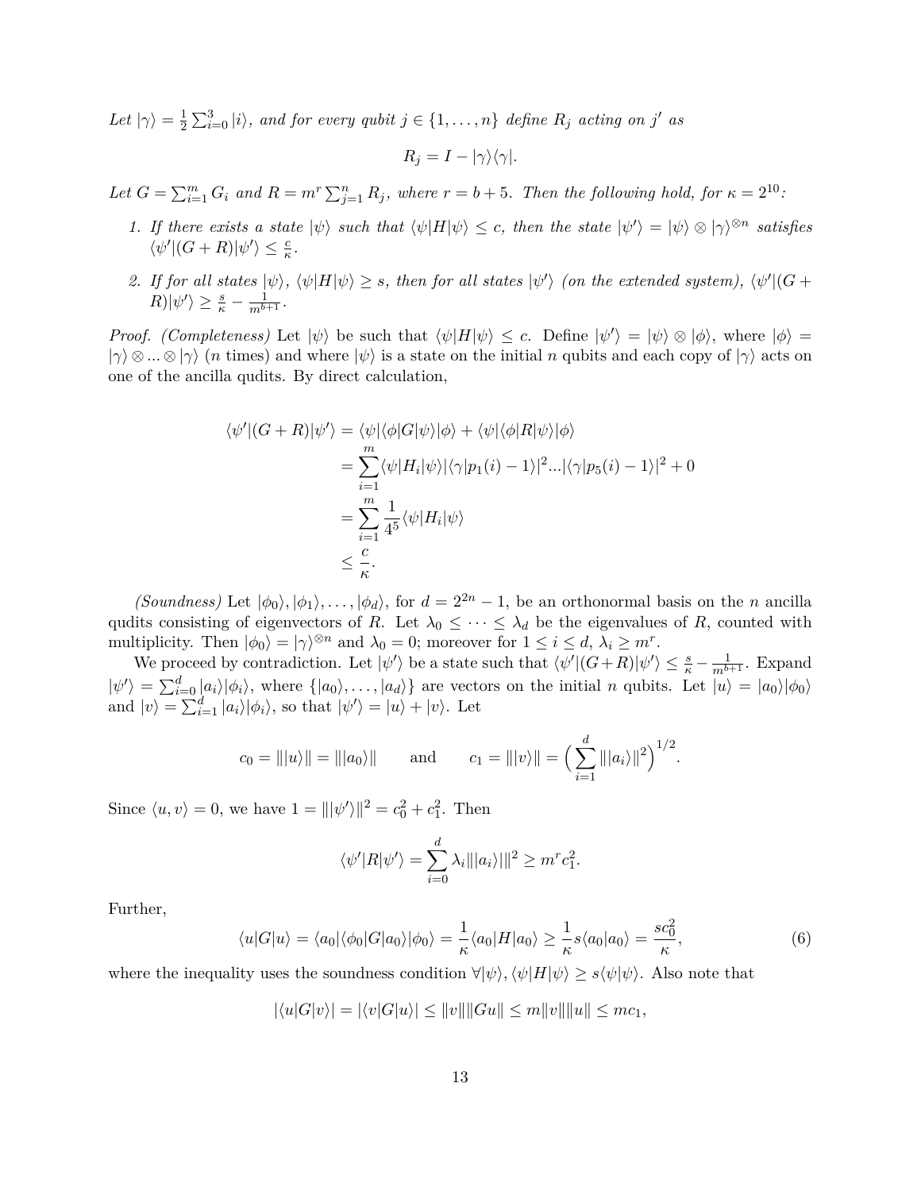*Let $|\gamma\rangle = \frac{1}{2}\sum_{i=0}^{3}|i\rangle$, and for every qubit $j \in \{1,\ldots,n\}$ define $R_j$ acting on $j'$ as*

$$R_j = I - |\gamma\rangle\langle\gamma|.$$

*Let $G = \sum_{i=1}^{m} G_i$ and $R = m^r \sum_{j=1}^{n} R_j$, where $r = b+5$. Then the following hold, for $\kappa = 2^{10}$:*

1. *If there exists a state $|\psi\rangle$ such that $\langle\psi|H|\psi\rangle \leq c$, then the state $|\psi'\rangle = |\psi\rangle \otimes |\gamma\rangle^{\otimes n}$ satisfies $\langle\psi'|(G+R)|\psi'\rangle \leq \frac{c}{\kappa}$.*
2. *If for all states $|\psi\rangle$, $\langle\psi|H|\psi\rangle \geq s$, then for all states $|\psi'\rangle$ (on the extended system), $\langle\psi'|(G+R)|\psi'\rangle \geq \frac{s}{\kappa} - \frac{1}{m^{b+1}}$.*

*Proof. (Completeness)* Let $|\psi\rangle$ be such that $\langle\psi|H|\psi\rangle \leq c$. Define $|\psi'\rangle = |\psi\rangle \otimes |\phi\rangle$, where $|\phi\rangle = |\gamma\rangle \otimes \ldots \otimes |\gamma\rangle$ ($n$ times) and where $|\psi\rangle$ is a state on the initial $n$ qubits and each copy of $|\gamma\rangle$ acts on one of the ancilla qudits. By direct calculation,

$$\begin{aligned}
\langle\psi'|(G+R)|\psi'\rangle &= \langle\psi|\langle\phi|G|\psi\rangle|\phi\rangle + \langle\psi|\langle\phi|R|\psi\rangle|\phi\rangle \\
&= \sum_{i=1}^{m}\langle\psi|H_i|\psi\rangle|\langle\gamma|p_1(i)-1\rangle|^2 \ldots |\langle\gamma|p_5(i)-1\rangle|^2 + 0 \\
&= \sum_{i=1}^{m}\frac{1}{4^5}\langle\psi|H_i|\psi\rangle \\
&\leq \frac{c}{\kappa}.
\end{aligned}$$

*(Soundness)* Let $|\phi_0\rangle, |\phi_1\rangle, \ldots, |\phi_d\rangle$, for $d = 2^{2n}-1$, be an orthonormal basis on the $n$ ancilla qudits consisting of eigenvectors of $R$. Let $\lambda_0 \leq \cdots \leq \lambda_d$ be the eigenvalues of $R$, counted with multiplicity. Then $|\phi_0\rangle = |\gamma\rangle^{\otimes n}$ and $\lambda_0 = 0$; moreover for $1 \leq i \leq d$, $\lambda_i \geq m^r$.

We proceed by contradiction. Let $|\psi'\rangle$ be a state such that $\langle\psi'|(G+R)|\psi'\rangle \leq \frac{s}{\kappa} - \frac{1}{m^{b+1}}$. Expand $|\psi'\rangle = \sum_{i=0}^{d}|a_i\rangle|\phi_i\rangle$, where $\{|a_0\rangle, \ldots, |a_d\rangle\}$ are vectors on the initial $n$ qubits. Let $|u\rangle = |a_0\rangle|\phi_0\rangle$ and $|v\rangle = \sum_{i=1}^{d}|a_i\rangle|\phi_i\rangle$, so that $|\psi'\rangle = |u\rangle + |v\rangle$. Let

$$c_0 = \||u\rangle\| = \||a_0\rangle\| \qquad \text{and} \qquad c_1 = \||v\rangle\| = \Big(\sum_{i=1}^{d}\||a_i\rangle\|^2\Big)^{1/2}.$$

Since $\langle u, v\rangle = 0$, we have $1 = \||\psi'\rangle\|^2 = c_0^2 + c_1^2$. Then

$$\langle\psi'|R|\psi'\rangle = \sum_{i=0}^{d}\lambda_i\||a_i\rangle|\|^2 \geq m^r c_1^2.$$

Further,

$$\langle u|G|u\rangle = \langle a_0|\langle\phi_0|G|a_0\rangle|\phi_0\rangle = \frac{1}{\kappa}\langle a_0|H|a_0\rangle \geq \frac{1}{\kappa}s\langle a_0|a_0\rangle = \frac{sc_0^2}{\kappa}, \tag{6}$$

where the inequality uses the soundness condition $\forall|\psi\rangle, \langle\psi|H|\psi\rangle \geq s\langle\psi|\psi\rangle$. Also note that

$$|\langle u|G|v\rangle| = |\langle v|G|u\rangle| \leq \|v\|\|Gu\| \leq m\|v\|\|u\| \leq mc_1,$$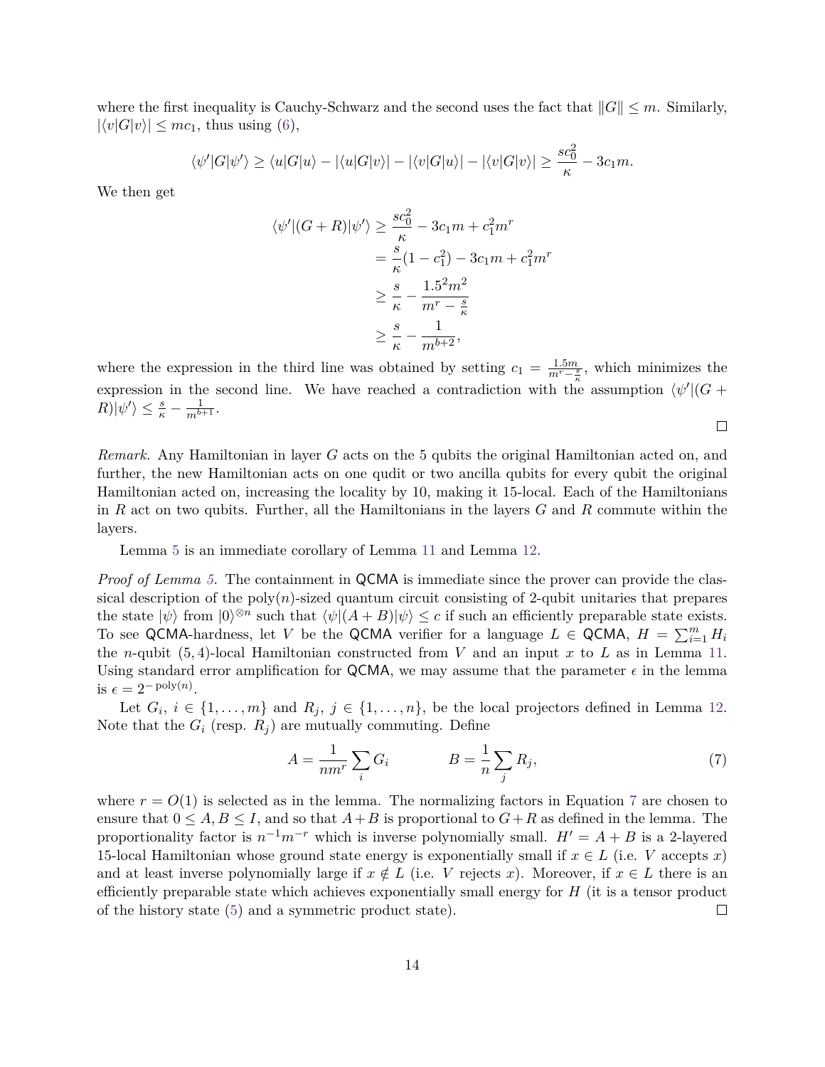where the first inequality is Cauchy-Schwarz and the second uses the fact that $\|G\| \leq m$. Similarly, $|\langle v|G|v\rangle| \leq mc_1$, thus using (6),

$$\langle \psi'|G|\psi'\rangle \geq \langle u|G|u\rangle - |\langle u|G|v\rangle| - |\langle v|G|u\rangle| - |\langle v|G|v\rangle| \geq \frac{sc_0^2}{\kappa} - 3c_1 m.$$

We then get

$$\begin{aligned}
\langle \psi'|(G+R)|\psi'\rangle &\geq \frac{sc_0^2}{\kappa} - 3c_1 m + c_1^2 m^r \\
&= \frac{s}{\kappa}(1-c_1^2) - 3c_1 m + c_1^2 m^r \\
&\geq \frac{s}{\kappa} - \frac{1.5^2 m^2}{m^r - \frac{s}{\kappa}} \\
&\geq \frac{s}{\kappa} - \frac{1}{m^{b+2}},
\end{aligned}$$

where the expression in the third line was obtained by setting $c_1 = \frac{1.5m}{m^r - \frac{s}{\kappa}}$, which minimizes the expression in the second line. We have reached a contradiction with the assumption $\langle \psi'|(G + R)|\psi'\rangle \leq \frac{s}{\kappa} - \frac{1}{m^{b+1}}$.

□

*Remark.* Any Hamiltonian in layer $G$ acts on the 5 qubits the original Hamiltonian acted on, and further, the new Hamiltonian acts on one qudit or two ancilla qubits for every qubit the original Hamiltonian acted on, increasing the locality by 10, making it 15-local. Each of the Hamiltonians in $R$ act on two qubits. Further, all the Hamiltonians in the layers $G$ and $R$ commute within the layers.

Lemma 5 is an immediate corollary of Lemma 11 and Lemma 12.

*Proof of Lemma 5.* The containment in QCMA is immediate since the prover can provide the classical description of the poly($n$)-sized quantum circuit consisting of 2-qubit unitaries that prepares the state $|\psi\rangle$ from $|0\rangle^{\otimes n}$ such that $\langle \psi|(A+B)|\psi\rangle \leq c$ if such an efficiently preparable state exists. To see QCMA-hardness, let $V$ be the QCMA verifier for a language $L \in$ QCMA, $H = \sum_{i=1}^m H_i$ the $n$-qubit $(5, 4)$-local Hamiltonian constructed from $V$ and an input $x$ to $L$ as in Lemma 11. Using standard error amplification for QCMA, we may assume that the parameter $\epsilon$ in the lemma is $\epsilon = 2^{-\operatorname{poly}(n)}$.

Let $G_i$, $i \in \{1, \dots, m\}$ and $R_j$, $j \in \{1, \dots, n\}$, be the local projectors defined in Lemma 12. Note that the $G_i$ (resp. $R_j$) are mutually commuting. Define

$$A = \frac{1}{nm^r}\sum_i G_i \qquad\qquad B = \frac{1}{n}\sum_j R_j, \tag{7}$$

where $r = O(1)$ is selected as in the lemma. The normalizing factors in Equation 7 are chosen to ensure that $0 \leq A, B \leq I$, and so that $A+B$ is proportional to $G+R$ as defined in the lemma. The proportionality factor is $n^{-1}m^{-r}$ which is inverse polynomially small. $H' = A + B$ is a 2-layered 15-local Hamiltonian whose ground state energy is exponentially small if $x \in L$ (i.e. $V$ accepts $x$) and at least inverse polynomially large if $x \notin L$ (i.e. $V$ rejects $x$). Moreover, if $x \in L$ there is an efficiently preparable state which achieves exponentially small energy for $H$ (it is a tensor product of the history state (5) and a symmetric product state).

□